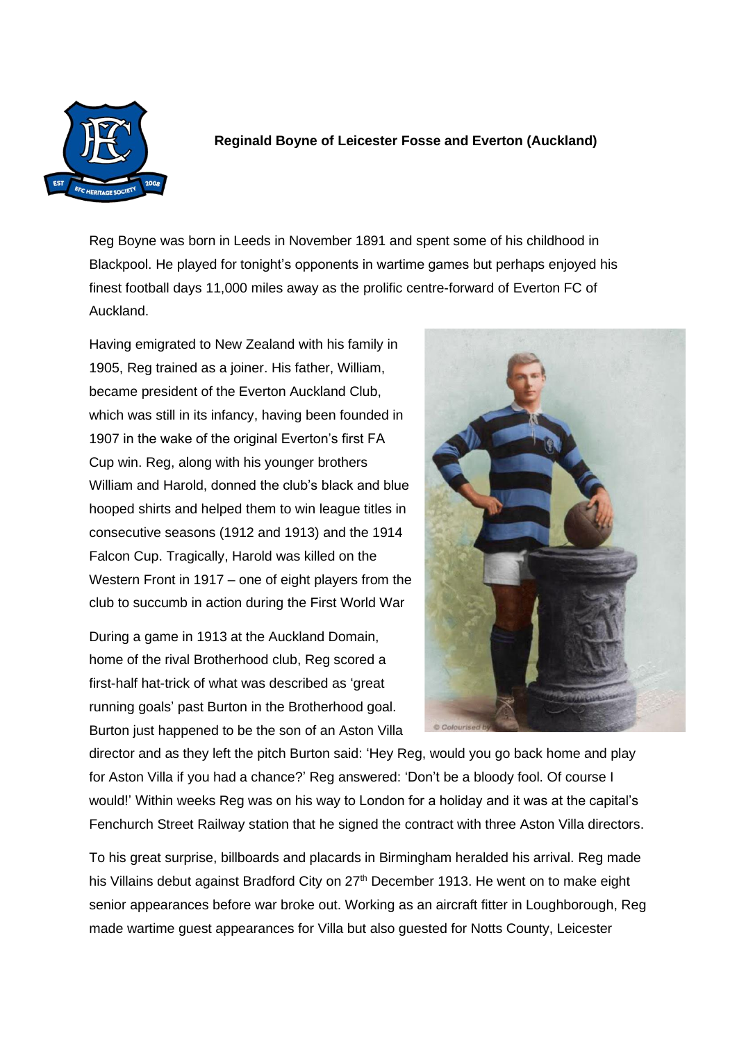**Reginald Boyne of Leicester Fosse and Everton (Auckland)**

Reg Boyne was born in Leeds in November 1891 and spent some of his childhood in Blackpool. He played for tonight's opponents in wartime games but perhaps enjoyed his finest football days 11,000 miles away as the prolific centre-forward of Everton FC of Auckland.

Having emigrated to New Zealand with his family in 1905, Reg trained as a joiner. His father, William, became president of the Everton Auckland Club, which was still in its infancy, having been founded in 1907 in the wake of the original Everton's first FA Cup win. Reg, along with his younger brothers William and Harold, donned the club's black and blue hooped shirts and helped them to win league titles in consecutive seasons (1912 and 1913) and the 1914 Falcon Cup. Tragically, Harold was killed on the Western Front in 1917 – one of eight players from the club to succumb in action during the First World War

During a game in 1913 at the Auckland Domain, home of the rival Brotherhood club, Reg scored a first-half hat-trick of what was described as 'great running goals' past Burton in the Brotherhood goal. Burton just happened to be the son of an Aston Villa director and as they left the pitch Burton said: 'Hey Reg, would you go back home and play for Aston Villa if you had a chance?' Reg answered: 'Don't be a bloody fool. Of course I would!' Within weeks Reg was on his way to London for a holiday and it was at the capital's Fenchurch Street Railway station that he signed the contract with three Aston Villa directors.

To his great surprise, billboards and placards in Birmingham heralded his arrival. Reg made his Villains debut against Bradford City on 27th December 1913. He went on to make eight senior appearances before war broke out. Working as an aircraft fitter in Loughborough, Reg made wartime guest appearances for Villa but also guested for Notts County, Leicester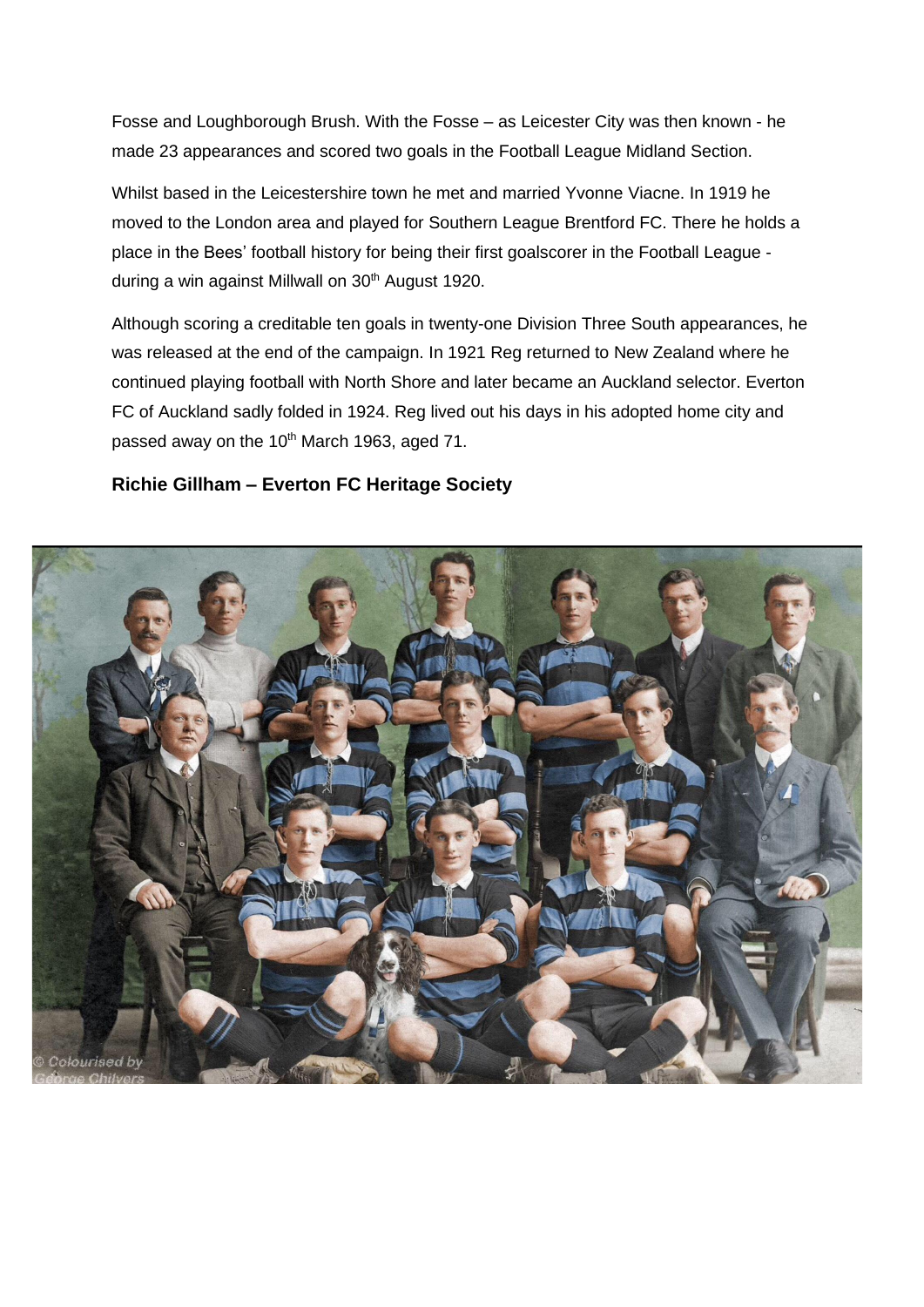Fosse and Loughborough Brush. With the Fosse – as Leicester City was then known - he made 23 appearances and scored two goals in the Football League Midland Section.

Whilst based in the Leicestershire town he met and married Yvonne Viacne. In 1919 he moved to the London area and played for Southern League Brentford FC. There he holds a place in the Bees' football history for being their first goalscorer in the Football League - during a win against Millwall on 30th August 1920.

Although scoring a creditable ten goals in twenty-one Division Three South appearances, he was released at the end of the campaign. In 1921 Reg returned to New Zealand where he continued playing football with North Shore and later became an Auckland selector. Everton FC of Auckland sadly folded in 1924. Reg lived out his days in his adopted home city and passed away on the 10th March 1963, aged 71.

**Richie Gillham – Everton FC Heritage Society**

© Colourised by George Chilvers